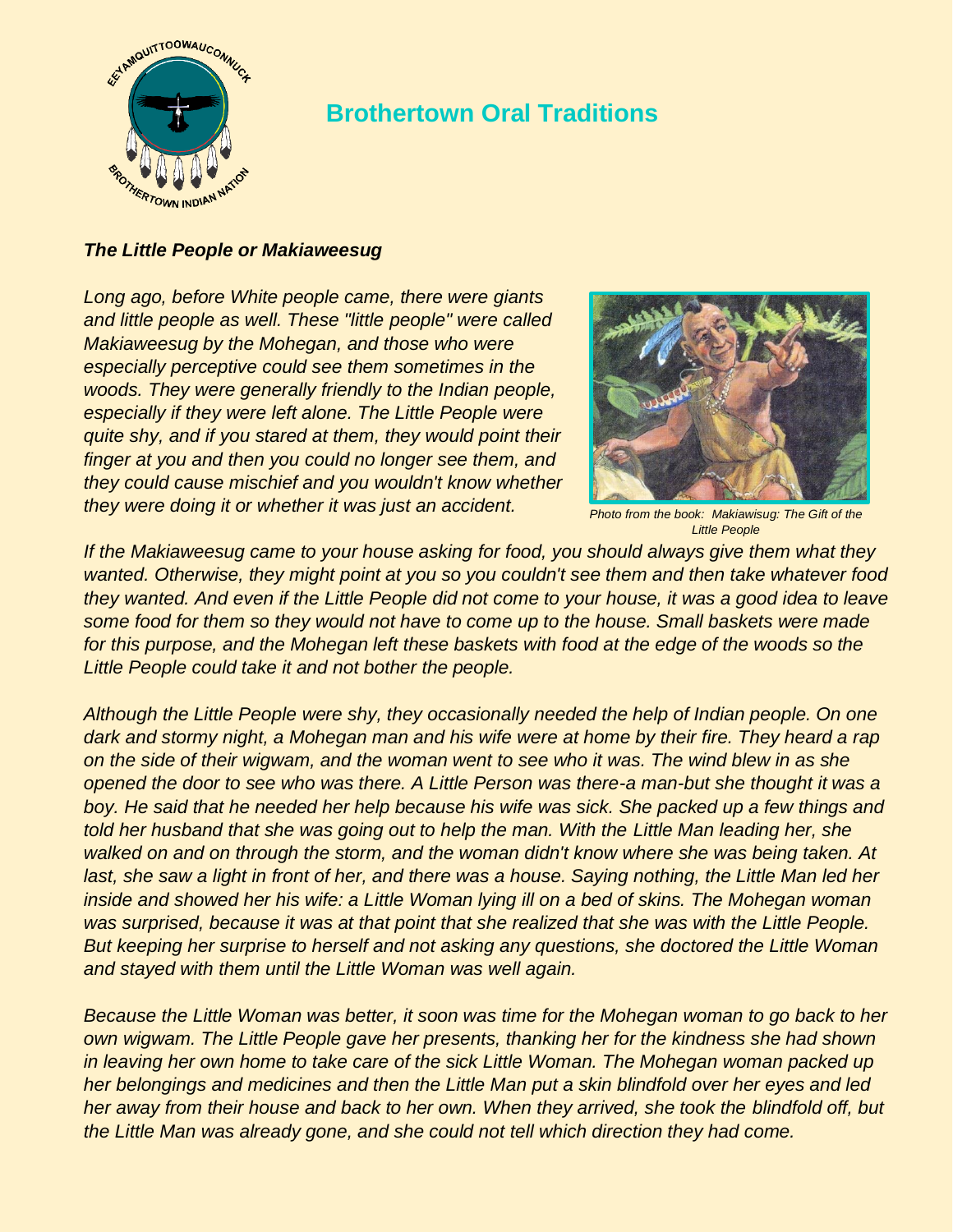# Brothertown Oral Traditions

***The Little People or Makiaweesug***

*Long ago, before White people came, there were giants and little people as well. These "little people" were called Makiaweesug by the Mohegan, and those who were especially perceptive could see them sometimes in the woods. They were generally friendly to the Indian people, especially if they were left alone. The Little People were quite shy, and if you stared at them, they would point their finger at you and then you could no longer see them, and they could cause mischief and you wouldn't know whether they were doing it or whether it was just an accident.*

*Photo from the book: Makiawisug: The Gift of the Little People*

*If the Makiaweesug came to your house asking for food, you should always give them what they wanted. Otherwise, they might point at you so you couldn't see them and then take whatever food they wanted. And even if the Little People did not come to your house, it was a good idea to leave some food for them so they would not have to come up to the house. Small baskets were made for this purpose, and the Mohegan left these baskets with food at the edge of the woods so the Little People could take it and not bother the people.*

*Although the Little People were shy, they occasionally needed the help of Indian people. On one dark and stormy night, a Mohegan man and his wife were at home by their fire. They heard a rap on the side of their wigwam, and the woman went to see who it was. The wind blew in as she opened the door to see who was there. A Little Person was there-a man-but she thought it was a boy. He said that he needed her help because his wife was sick. She packed up a few things and told her husband that she was going out to help the man. With the Little Man leading her, she walked on and on through the storm, and the woman didn't know where she was being taken. At last, she saw a light in front of her, and there was a house. Saying nothing, the Little Man led her inside and showed her his wife: a Little Woman lying ill on a bed of skins. The Mohegan woman was surprised, because it was at that point that she realized that she was with the Little People. But keeping her surprise to herself and not asking any questions, she doctored the Little Woman and stayed with them until the Little Woman was well again.*

*Because the Little Woman was better, it soon was time for the Mohegan woman to go back to her own wigwam. The Little People gave her presents, thanking her for the kindness she had shown in leaving her own home to take care of the sick Little Woman. The Mohegan woman packed up her belongings and medicines and then the Little Man put a skin blindfold over her eyes and led her away from their house and back to her own. When they arrived, she took the blindfold off, but the Little Man was already gone, and she could not tell which direction they had come.*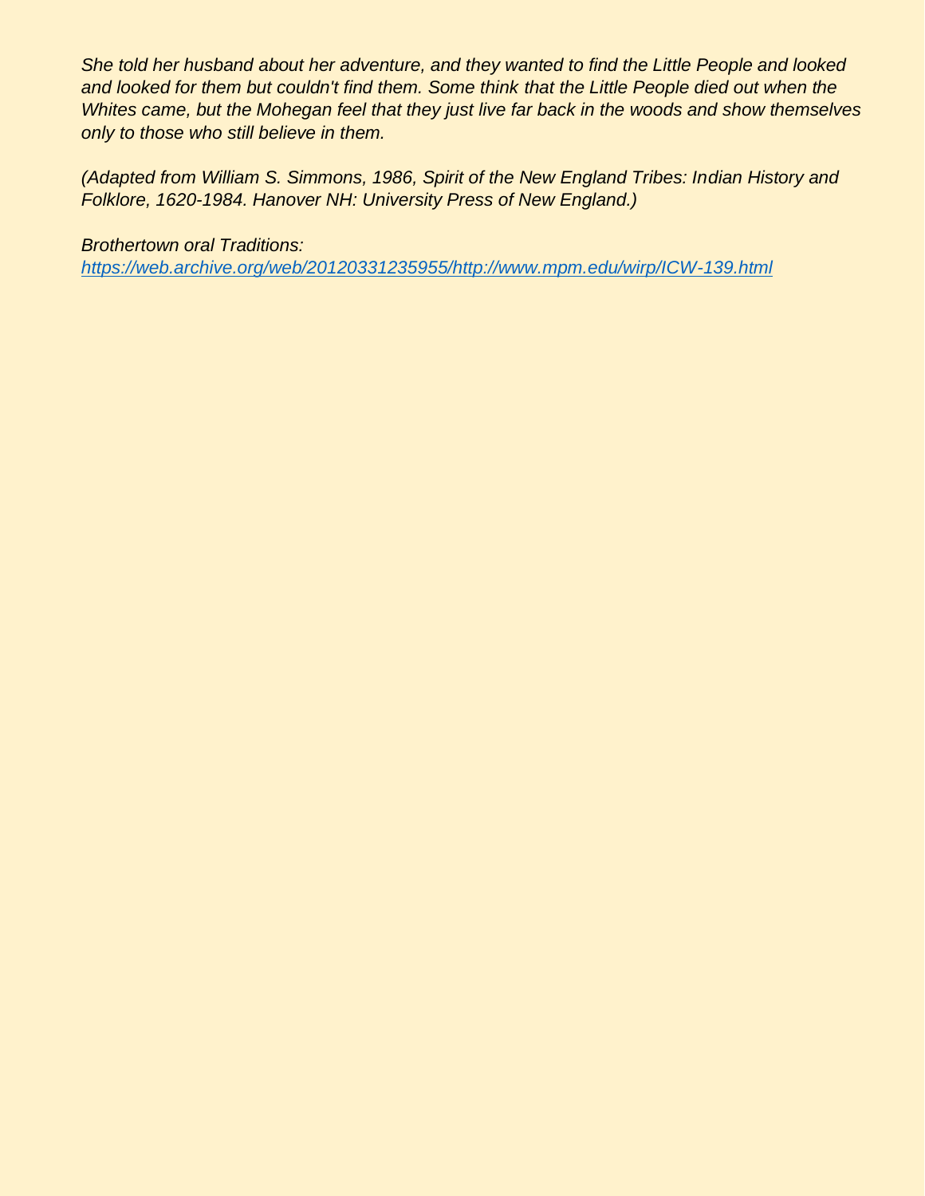*She told her husband about her adventure, and they wanted to find the Little People and looked and looked for them but couldn't find them. Some think that the Little People died out when the Whites came, but the Mohegan feel that they just live far back in the woods and show themselves only to those who still believe in them.*

*(Adapted from William S. Simmons, 1986, Spirit of the New England Tribes: Indian History and Folklore, 1620-1984. Hanover NH: University Press of New England.)*

*Brothertown oral Traditions:*
*[https://web.archive.org/web/20120331235955/http://www.mpm.edu/wirp/ICW-139.html](https://web.archive.org/web/20120331235955/http://www.mpm.edu/wirp/ICW-139.html)*